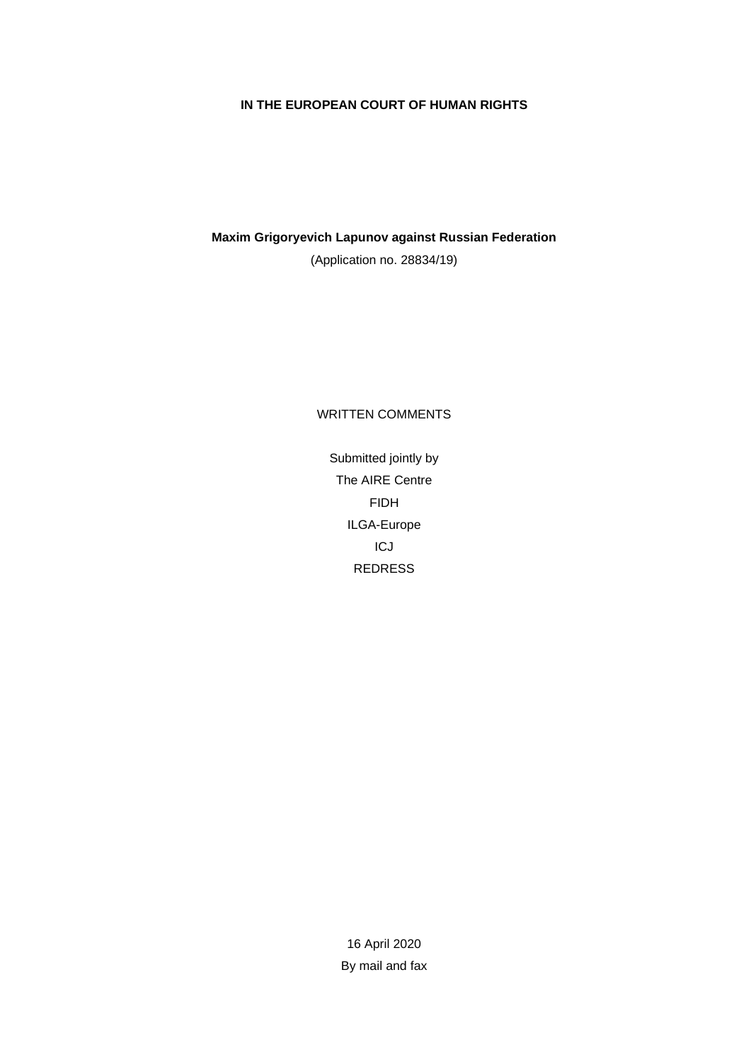**IN THE EUROPEAN COURT OF HUMAN RIGHTS**

**Maxim Grigoryevich Lapunov against Russian Federation**

(Application no. 28834/19)

WRITTEN COMMENTS

Submitted jointly by

The AIRE Centre

FIDH

ILGA-Europe

ICJ

REDRESS

16 April 2020

By mail and fax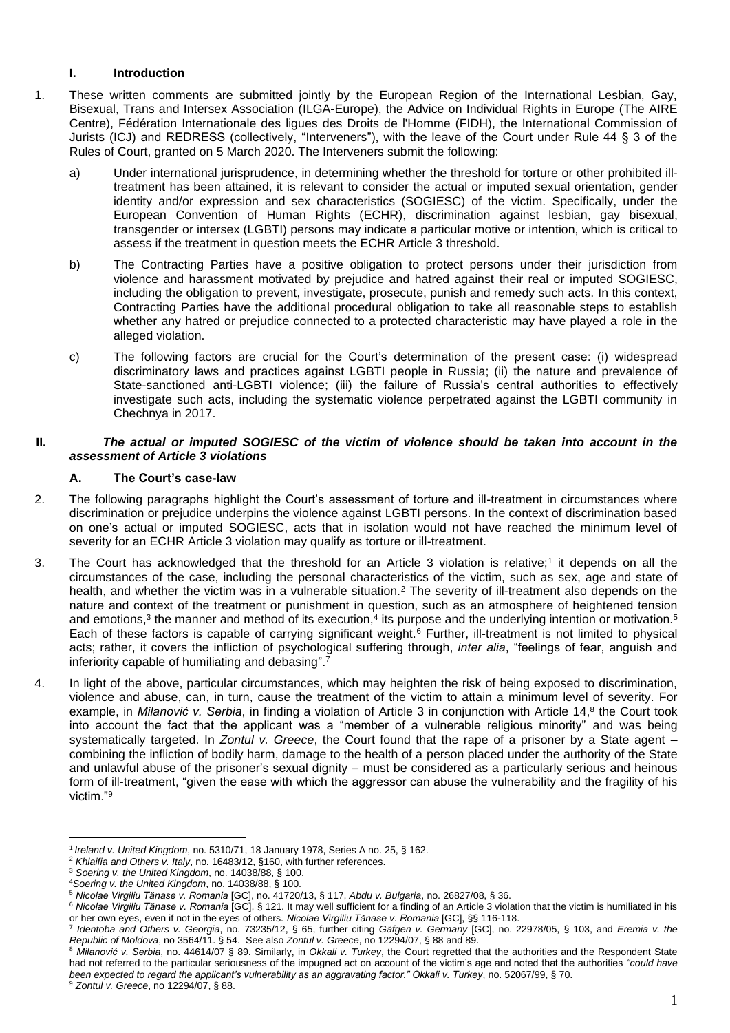## I. Introduction

1. These written comments are submitted jointly by the European Region of the International Lesbian, Gay, Bisexual, Trans and Intersex Association (ILGA-Europe), the Advice on Individual Rights in Europe (The AIRE Centre), Fédération Internationale des ligues des Droits de l'Homme (FIDH), the International Commission of Jurists (ICJ) and REDRESS (collectively, "Interveners"), with the leave of the Court under Rule 44 § 3 of the Rules of Court, granted on 5 March 2020. The Interveners submit the following:

   a) Under international jurisprudence, in determining whether the threshold for torture or other prohibited ill-treatment has been attained, it is relevant to consider the actual or imputed sexual orientation, gender identity and/or expression and sex characteristics (SOGIESC) of the victim. Specifically, under the European Convention of Human Rights (ECHR), discrimination against lesbian, gay bisexual, transgender or intersex (LGBTI) persons may indicate a particular motive or intention, which is critical to assess if the treatment in question meets the ECHR Article 3 threshold.

   b) The Contracting Parties have a positive obligation to protect persons under their jurisdiction from violence and harassment motivated by prejudice and hatred against their real or imputed SOGIESC, including the obligation to prevent, investigate, prosecute, punish and remedy such acts. In this context, Contracting Parties have the additional procedural obligation to take all reasonable steps to establish whether any hatred or prejudice connected to a protected characteristic may have played a role in the alleged violation.

   c) The following factors are crucial for the Court's determination of the present case: (i) widespread discriminatory laws and practices against LGBTI people in Russia; (ii) the nature and prevalence of State-sanctioned anti-LGBTI violence; (iii) the failure of Russia's central authorities to effectively investigate such acts, including the systematic violence perpetrated against the LGBTI community in Chechnya in 2017.

## II. *The actual or imputed SOGIESC of the victim of violence should be taken into account in the assessment of Article 3 violations*

### A. The Court's case-law

2. The following paragraphs highlight the Court's assessment of torture and ill-treatment in circumstances where discrimination or prejudice underpins the violence against LGBTI persons. In the context of discrimination based on one's actual or imputed SOGIESC, acts that in isolation would not have reached the minimum level of severity for an ECHR Article 3 violation may qualify as torture or ill-treatment.

3. The Court has acknowledged that the threshold for an Article 3 violation is relative;[1] it depends on all the circumstances of the case, including the personal characteristics of the victim, such as sex, age and state of health, and whether the victim was in a vulnerable situation.[2] The severity of ill-treatment also depends on the nature and context of the treatment or punishment in question, such as an atmosphere of heightened tension and emotions,[3] the manner and method of its execution,[4] its purpose and the underlying intention or motivation.[5] Each of these factors is capable of carrying significant weight.[6] Further, ill-treatment is not limited to physical acts; rather, it covers the infliction of psychological suffering through, *inter alia*, "feelings of fear, anguish and inferiority capable of humiliating and debasing".[7]

4. In light of the above, particular circumstances, which may heighten the risk of being exposed to discrimination, violence and abuse, can, in turn, cause the treatment of the victim to attain a minimum level of severity. For example, in *Milanović v. Serbia*, in finding a violation of Article 3 in conjunction with Article 14,[8] the Court took into account the fact that the applicant was a "member of a vulnerable religious minority" and was being systematically targeted. In *Zontul v. Greece*, the Court found that the rape of a prisoner by a State agent – combining the infliction of bodily harm, damage to the health of a person placed under the authority of the State and unlawful abuse of the prisoner's sexual dignity – must be considered as a particularly serious and heinous form of ill-treatment, "given the ease with which the aggressor can abuse the vulnerability and the fragility of his victim."[9]

---

[1] *Ireland v. United Kingdom*, no. 5310/71, 18 January 1978, Series A no. 25, § 162.

[2] *Khlaifia and Others v. Italy*, no. 16483/12, §160, with further references.

[3] *Soering v. the United Kingdom*, no. 14038/88, § 100.

[4] *Soering v. the United Kingdom*, no. 14038/88, § 100.

[5] *Nicolae Virgiliu Tănase v. Romania* [GC], no. 41720/13, § 117, *Abdu v. Bulgaria*, no. 26827/08, § 36.

[6] *Nicolae Virgiliu Tănase v. Romania* [GC], § 121. It may well sufficient for a finding of an Article 3 violation that the victim is humiliated in his or her own eyes, even if not in the eyes of others. *Nicolae Virgiliu Tănase v. Romania* [GC], §§ 116-118.

[7] *Identoba and Others v. Georgia*, no. 73235/12, § 65, further citing *Gäfgen v. Germany* [GC], no. 22978/05, § 103, and *Eremia v. the Republic of Moldova*, no 3564/11. § 54. See also *Zontul v. Greece*, no 12294/07, § 88 and 89.

[8] *Milanović v. Serbia*, no. 44614/07 § 89. Similarly, in *Okkali v. Turkey*, the Court regretted that the authorities and the Respondent State had not referred to the particular seriousness of the impugned act on account of the victim's age and noted that the authorities *"could have been expected to regard the applicant's vulnerability as an aggravating factor." Okkali v. Turkey*, no. 52067/99, § 70.

[9] *Zontul v. Greece*, no 12294/07, § 88.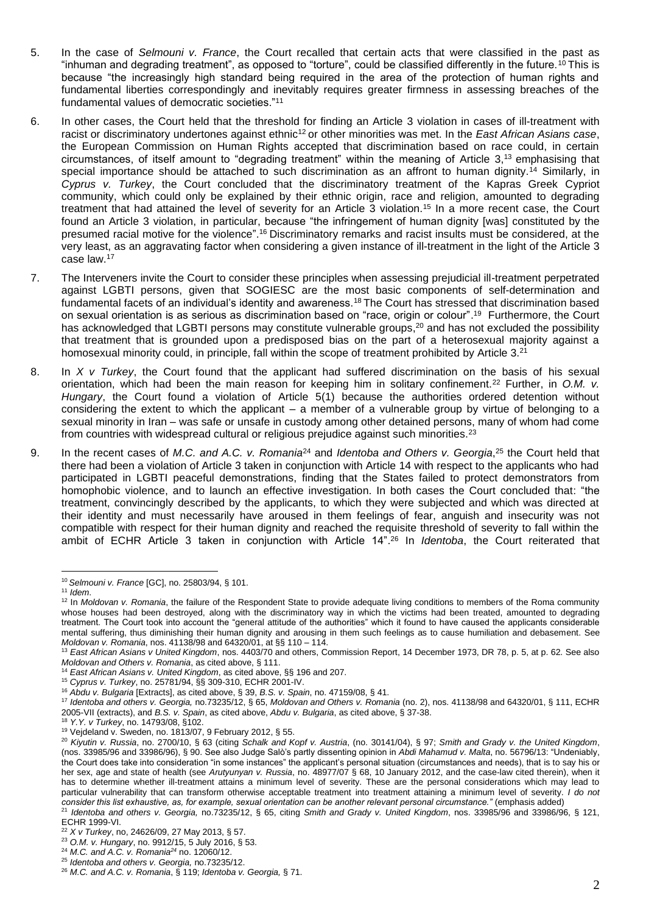5. In the case of *Selmouni v. France*, the Court recalled that certain acts that were classified in the past as "inhuman and degrading treatment", as opposed to "torture", could be classified differently in the future.[10] This is because "the increasingly high standard being required in the area of the protection of human rights and fundamental liberties correspondingly and inevitably requires greater firmness in assessing breaches of the fundamental values of democratic societies."[11]

6. In other cases, the Court held that the threshold for finding an Article 3 violation in cases of ill-treatment with racist or discriminatory undertones against ethnic[12] or other minorities was met. In the *East African Asians case*, the European Commission on Human Rights accepted that discrimination based on race could, in certain circumstances, of itself amount to "degrading treatment" within the meaning of Article 3,[13] emphasising that special importance should be attached to such discrimination as an affront to human dignity.[14] Similarly, in *Cyprus v. Turkey*, the Court concluded that the discriminatory treatment of the Kapras Greek Cypriot community, which could only be explained by their ethnic origin, race and religion, amounted to degrading treatment that had attained the level of severity for an Article 3 violation.[15] In a more recent case, the Court found an Article 3 violation, in particular, because "the infringement of human dignity [was] constituted by the presumed racial motive for the violence".[16] Discriminatory remarks and racist insults must be considered, at the very least, as an aggravating factor when considering a given instance of ill-treatment in the light of the Article 3 case law.[17]

7. The Interveners invite the Court to consider these principles when assessing prejudicial ill-treatment perpetrated against LGBTI persons, given that SOGIESC are the most basic components of self-determination and fundamental facets of an individual's identity and awareness.[18] The Court has stressed that discrimination based on sexual orientation is as serious as discrimination based on "race, origin or colour".[19] Furthermore, the Court has acknowledged that LGBTI persons may constitute vulnerable groups,[20] and has not excluded the possibility that treatment that is grounded upon a predisposed bias on the part of a heterosexual majority against a homosexual minority could, in principle, fall within the scope of treatment prohibited by Article 3.[21]

8. In *X v Turkey*, the Court found that the applicant had suffered discrimination on the basis of his sexual orientation, which had been the main reason for keeping him in solitary confinement.[22] Further, in *O.M. v. Hungary*, the Court found a violation of Article 5(1) because the authorities ordered detention without considering the extent to which the applicant – a member of a vulnerable group by virtue of belonging to a sexual minority in Iran – was safe or unsafe in custody among other detained persons, many of whom had come from countries with widespread cultural or religious prejudice against such minorities.[23]

9. In the recent cases of *M.C. and A.C. v. Romania*[24] and *Identoba and Others v. Georgia*,[25] the Court held that there had been a violation of Article 3 taken in conjunction with Article 14 with respect to the applicants who had participated in LGBTI peaceful demonstrations, finding that the States failed to protect demonstrators from homophobic violence, and to launch an effective investigation. In both cases the Court concluded that: "the treatment, convincingly described by the applicants, to which they were subjected and which was directed at their identity and must necessarily have aroused in them feelings of fear, anguish and insecurity was not compatible with respect for their human dignity and reached the requisite threshold of severity to fall within the ambit of ECHR Article 3 taken in conjunction with Article 14".[26] In *Identoba*, the Court reiterated that

---

[10] *Selmouni v. France* [GC], no. 25803/94, § 101.

[11] *Idem*.

[12] In *Moldovan v. Romania*, the failure of the Respondent State to provide adequate living conditions to members of the Roma community whose houses had been destroyed, along with the discriminatory way in which the victims had been treated, amounted to degrading treatment. The Court took into account the "general attitude of the authorities" which it found to have caused the applicants considerable mental suffering, thus diminishing their human dignity and arousing in them such feelings as to cause humiliation and debasement. See *Moldovan v. Romania*, nos. 41138/98 and 64320/01, at §§ 110 – 114.

[13] *East African Asians v United Kingdom*, nos. 4403/70 and others, Commission Report, 14 December 1973, DR 78, p. 5, at p. 62. See also *Moldovan and Others v. Romania*, as cited above, § 111.

[14] *East African Asians v. United Kingdom*, as cited above, §§ 196 and 207.

[15] *Cyprus v. Turkey*, no. 25781/94, §§ 309-310, ECHR 2001-IV.

[16] *Abdu v. Bulgaria* [Extracts], as cited above, § 39, *B.S. v. Spain*, no. 47159/08, § 41.

[17] *Identoba and others v. Georgia,* no.73235/12, § 65, *Moldovan and Others v. Romania* (no. 2), nos. 41138/98 and 64320/01, § 111, ECHR 2005-VII (extracts), and *B.S. v. Spain*, as cited above, *Abdu v. Bulgaria*, as cited above, § 37-38.

[18] *Y.Y. v Turkey*, no. 14793/08, §102.

[19] Vejdeland v. Sweden, no. 1813/07, 9 February 2012, § 55.

[20] *Kiyutin v. Russia*, no. 2700/10, § 63 (citing *Schalk and Kopf v. Austria*, (no. 30141/04), § 97; *Smith and Grady v. the United Kingdom*, (nos. 33985/96 and 33986/96), § 90. See also Judge Salò's partly dissenting opinion in *Abdi Mahamud v. Malta*, no. 56796/13: "Undeniably, the Court does take into consideration "in some instances" the applicant's personal situation (circumstances and needs), that is to say his or her sex, age and state of health (see *Arutyunyan v. Russia*, no. 48977/07 § 68, 10 January 2012, and the case-law cited therein), when it has to determine whether ill-treatment attains a minimum level of severity. These are the personal considerations which may lead to particular vulnerability that can transform otherwise acceptable treatment into treatment attaining a minimum level of severity. *I do not consider this list exhaustive, as, for example, sexual orientation can be another relevant personal circumstance."* (emphasis added)

[21] *Identoba and others v. Georgia,* no.73235/12, § 65, citing *Smith and Grady v. United Kingdom*, nos. 33985/96 and 33986/96, § 121, ECHR 1999-VI.

[22] *X v Turkey*, no, 24626/09, 27 May 2013, § 57.

[23] *O.M. v. Hungary*, no. 9912/15, 5 July 2016, § 53.

[24] *M.C. and A.C. v. Romania[24]* no. 12060/12.

[25] *Identoba and others v. Georgia,* no.73235/12.

[26] *M.C. and A.C. v. Romania*, § 119; *Identoba v. Georgia,* § 71.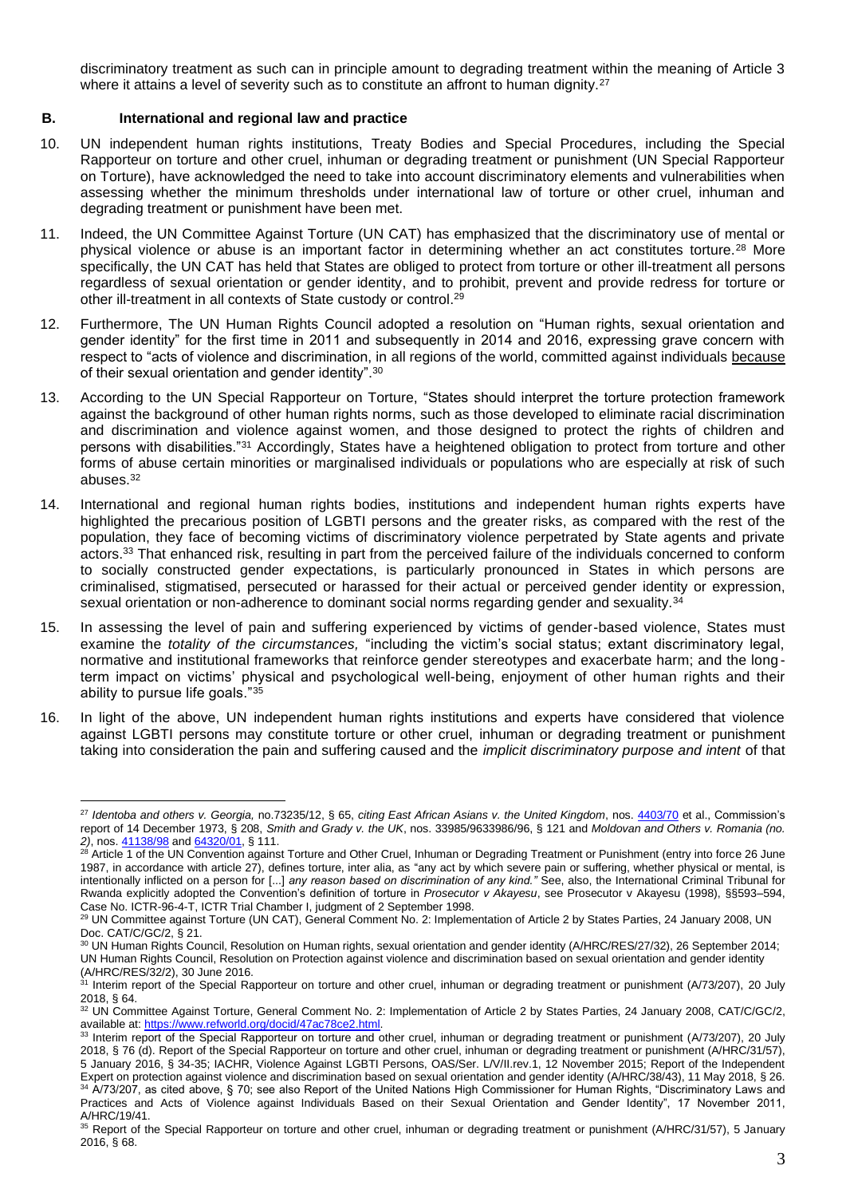discriminatory treatment as such can in principle amount to degrading treatment within the meaning of Article 3 where it attains a level of severity such as to constitute an affront to human dignity.[27]

## B. International and regional law and practice

10. UN independent human rights institutions, Treaty Bodies and Special Procedures, including the Special Rapporteur on torture and other cruel, inhuman or degrading treatment or punishment (UN Special Rapporteur on Torture), have acknowledged the need to take into account discriminatory elements and vulnerabilities when assessing whether the minimum thresholds under international law of torture or other cruel, inhuman and degrading treatment or punishment have been met.

11. Indeed, the UN Committee Against Torture (UN CAT) has emphasized that the discriminatory use of mental or physical violence or abuse is an important factor in determining whether an act constitutes torture.[28] More specifically, the UN CAT has held that States are obliged to protect from torture or other ill-treatment all persons regardless of sexual orientation or gender identity, and to prohibit, prevent and provide redress for torture or other ill-treatment in all contexts of State custody or control.[29]

12. Furthermore, The UN Human Rights Council adopted a resolution on "Human rights, sexual orientation and gender identity" for the first time in 2011 and subsequently in 2014 and 2016, expressing grave concern with respect to "acts of violence and discrimination, in all regions of the world, committed against individuals because of their sexual orientation and gender identity".[30]

13. According to the UN Special Rapporteur on Torture, "States should interpret the torture protection framework against the background of other human rights norms, such as those developed to eliminate racial discrimination and discrimination and violence against women, and those designed to protect the rights of children and persons with disabilities."[31] Accordingly, States have a heightened obligation to protect from torture and other forms of abuse certain minorities or marginalised individuals or populations who are especially at risk of such abuses.[32]

14. International and regional human rights bodies, institutions and independent human rights experts have highlighted the precarious position of LGBTI persons and the greater risks, as compared with the rest of the population, they face of becoming victims of discriminatory violence perpetrated by State agents and private actors.[33] That enhanced risk, resulting in part from the perceived failure of the individuals concerned to conform to socially constructed gender expectations, is particularly pronounced in States in which persons are criminalised, stigmatised, persecuted or harassed for their actual or perceived gender identity or expression, sexual orientation or non-adherence to dominant social norms regarding gender and sexuality.[34]

15. In assessing the level of pain and suffering experienced by victims of gender-based violence, States must examine the *totality of the circumstances,* "including the victim's social status; extant discriminatory legal, normative and institutional frameworks that reinforce gender stereotypes and exacerbate harm; and the long-term impact on victims' physical and psychological well-being, enjoyment of other human rights and their ability to pursue life goals."[35]

16. In light of the above, UN independent human rights institutions and experts have considered that violence against LGBTI persons may constitute torture or other cruel, inhuman or degrading treatment or punishment taking into consideration the pain and suffering caused and the *implicit discriminatory purpose and intent* of that

---

[27] *Identoba and others v. Georgia,* no.73235/12, § 65, *citing East African Asians v. the United Kingdom*, nos. 4403/70 et al., Commission's report of 14 December 1973, § 208, *Smith and Grady v. the UK*, nos. 33985/9633986/96, § 121 and *Moldovan and Others v. Romania (no. 2)*, nos. 41138/98 and 64320/01, § 111.

[28] Article 1 of the UN Convention against Torture and Other Cruel, Inhuman or Degrading Treatment or Punishment (entry into force 26 June 1987, in accordance with article 27), defines torture, inter alia, as "any act by which severe pain or suffering, whether physical or mental, is intentionally inflicted on a person for [...] *any reason based on discrimination of any kind."* See, also, the International Criminal Tribunal for Rwanda explicitly adopted the Convention's definition of torture in *Prosecutor v Akayesu*, see Prosecutor v Akayesu (1998), §§593–594, Case No. ICTR-96-4-T, ICTR Trial Chamber I, judgment of 2 September 1998.

[29] UN Committee against Torture (UN CAT), General Comment No. 2: Implementation of Article 2 by States Parties, 24 January 2008, UN Doc. CAT/C/GC/2, § 21.

[30] UN Human Rights Council, Resolution on Human rights, sexual orientation and gender identity (A/HRC/RES/27/32), 26 September 2014; UN Human Rights Council, Resolution on Protection against violence and discrimination based on sexual orientation and gender identity (A/HRC/RES/32/2), 30 June 2016.

[31] Interim report of the Special Rapporteur on torture and other cruel, inhuman or degrading treatment or punishment (A/73/207), 20 July 2018, § 64.

[32] UN Committee Against Torture, General Comment No. 2: Implementation of Article 2 by States Parties, 24 January 2008, CAT/C/GC/2, available at: https://www.refworld.org/docid/47ac78ce2.html.

[33] Interim report of the Special Rapporteur on torture and other cruel, inhuman or degrading treatment or punishment (A/73/207), 20 July 2018, § 76 (d). Report of the Special Rapporteur on torture and other cruel, inhuman or degrading treatment or punishment (A/HRC/31/57), 5 January 2016, § 34-35; IACHR, Violence Against LGBTI Persons, OAS/Ser. L/V/II.rev.1, 12 November 2015; Report of the Independent Expert on protection against violence and discrimination based on sexual orientation and gender identity (A/HRC/38/43), 11 May 2018, § 26.

[34] A/73/207, as cited above, § 70; see also Report of the United Nations High Commissioner for Human Rights, "Discriminatory Laws and Practices and Acts of Violence against Individuals Based on their Sexual Orientation and Gender Identity", 17 November 2011, A/HRC/19/41.

[35] Report of the Special Rapporteur on torture and other cruel, inhuman or degrading treatment or punishment (A/HRC/31/57), 5 January 2016, § 68.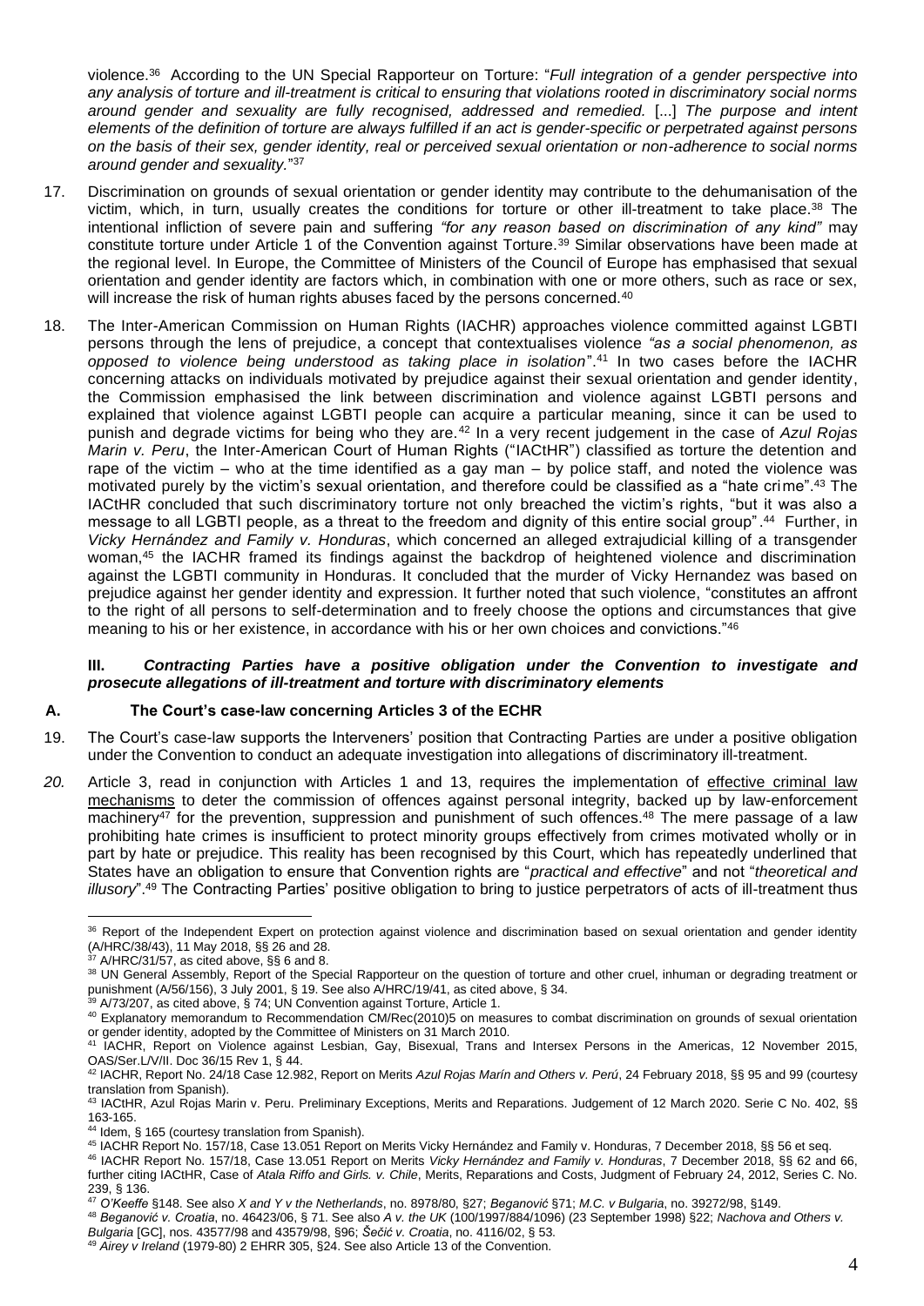violence.[36] According to the UN Special Rapporteur on Torture: "*Full integration of a gender perspective into any analysis of torture and ill-treatment is critical to ensuring that violations rooted in discriminatory social norms around gender and sexuality are fully recognised, addressed and remedied.* [...] *The purpose and intent elements of the definition of torture are always fulfilled if an act is gender-specific or perpetrated against persons on the basis of their sex, gender identity, real or perceived sexual orientation or non-adherence to social norms around gender and sexuality.*"[37]

17. Discrimination on grounds of sexual orientation or gender identity may contribute to the dehumanisation of the victim, which, in turn, usually creates the conditions for torture or other ill-treatment to take place.[38] The intentional infliction of severe pain and suffering *"for any reason based on discrimination of any kind"* may constitute torture under Article 1 of the Convention against Torture.[39] Similar observations have been made at the regional level. In Europe, the Committee of Ministers of the Council of Europe has emphasised that sexual orientation and gender identity are factors which, in combination with one or more others, such as race or sex, will increase the risk of human rights abuses faced by the persons concerned.[40]

18. The Inter-American Commission on Human Rights (IACHR) approaches violence committed against LGBTI persons through the lens of prejudice, a concept that contextualises violence *"as a social phenomenon, as opposed to violence being understood as taking place in isolation*".[41] In two cases before the IACHR concerning attacks on individuals motivated by prejudice against their sexual orientation and gender identity, the Commission emphasised the link between discrimination and violence against LGBTI persons and explained that violence against LGBTI people can acquire a particular meaning, since it can be used to punish and degrade victims for being who they are.[42] In a very recent judgement in the case of *Azul Rojas Marin v. Peru*, the Inter-American Court of Human Rights ("IACtHR") classified as torture the detention and rape of the victim – who at the time identified as a gay man – by police staff, and noted the violence was motivated purely by the victim's sexual orientation, and therefore could be classified as a "hate crime".[43] The IACtHR concluded that such discriminatory torture not only breached the victim's rights, "but it was also a message to all LGBTI people, as a threat to the freedom and dignity of this entire social group".[44] Further, in *Vicky Hernández and Family v. Honduras*, which concerned an alleged extrajudicial killing of a transgender woman,[45] the IACHR framed its findings against the backdrop of heightened violence and discrimination against the LGBTI community in Honduras. It concluded that the murder of Vicky Hernandez was based on prejudice against her gender identity and expression. It further noted that such violence, "constitutes an affront to the right of all persons to self-determination and to freely choose the options and circumstances that give meaning to his or her existence, in accordance with his or her own choices and convictions."[46]

### III. *Contracting Parties have a positive obligation under the Convention to investigate and prosecute allegations of ill-treatment and torture with discriminatory elements*

#### A. The Court's case-law concerning Articles 3 of the ECHR

19. The Court's case-law supports the Interveners' position that Contracting Parties are under a positive obligation under the Convention to conduct an adequate investigation into allegations of discriminatory ill-treatment.

*20.* Article 3, read in conjunction with Articles 1 and 13, requires the implementation of effective criminal law mechanisms to deter the commission of offences against personal integrity, backed up by law-enforcement machinery[47] for the prevention, suppression and punishment of such offences.[48] The mere passage of a law prohibiting hate crimes is insufficient to protect minority groups effectively from crimes motivated wholly or in part by hate or prejudice. This reality has been recognised by this Court, which has repeatedly underlined that States have an obligation to ensure that Convention rights are "*practical and effective*" and not "*theoretical and illusory*".[49] The Contracting Parties' positive obligation to bring to justice perpetrators of acts of ill-treatment thus

---

[36] Report of the Independent Expert on protection against violence and discrimination based on sexual orientation and gender identity (A/HRC/38/43), 11 May 2018, §§ 26 and 28.

[37] A/HRC/31/57, as cited above, §§ 6 and 8.

[38] UN General Assembly, Report of the Special Rapporteur on the question of torture and other cruel, inhuman or degrading treatment or punishment (A/56/156), 3 July 2001, § 19. See also A/HRC/19/41, as cited above, § 34.

[39] A/73/207, as cited above, § 74; UN Convention against Torture, Article 1.

[40] Explanatory memorandum to Recommendation CM/Rec(2010)5 on measures to combat discrimination on grounds of sexual orientation or gender identity, adopted by the Committee of Ministers on 31 March 2010.

[41] IACHR, Report on Violence against Lesbian, Gay, Bisexual, Trans and Intersex Persons in the Americas, 12 November 2015, OAS/Ser.L/V/II. Doc 36/15 Rev 1, § 44.

[42] IACHR, Report No. 24/18 Case 12.982, Report on Merits *Azul Rojas Marín and Others v. Perú*, 24 February 2018, §§ 95 and 99 (courtesy translation from Spanish).

[43] IACtHR, Azul Rojas Marin v. Peru. Preliminary Exceptions, Merits and Reparations. Judgement of 12 March 2020. Serie C No. 402, §§ 163-165.

[44] Idem, § 165 (courtesy translation from Spanish).

[45] IACHR Report No. 157/18, Case 13.051 Report on Merits Vicky Hernández and Family v. Honduras, 7 December 2018, §§ 56 et seq.

[46] IACHR Report No. 157/18, Case 13.051 Report on Merits *Vicky Hernández and Family v. Honduras*, 7 December 2018, §§ 62 and 66, further citing IACtHR, Case of *Atala Riffo and Girls. v. Chile*, Merits, Reparations and Costs, Judgment of February 24, 2012, Series C. No. 239, § 136.

[47] *O'Keeffe* §148. See also *X and Y v the Netherlands*, no. 8978/80, §27; *Beganović* §71; *M.C. v Bulgaria*, no. 39272/98, §149.

[48] *Beganović v. Croatia*, no. 46423/06, § 71. See also *A v. the UK* (100/1997/884/1096) (23 September 1998) §22; *Nachova and Others v. Bulgaria* [GC], nos. 43577/98 and 43579/98, §96; *Šečić v. Croatia*, no. 4116/02, § 53.

[49] *Airey v Ireland* (1979-80) 2 EHRR 305, §24. See also Article 13 of the Convention.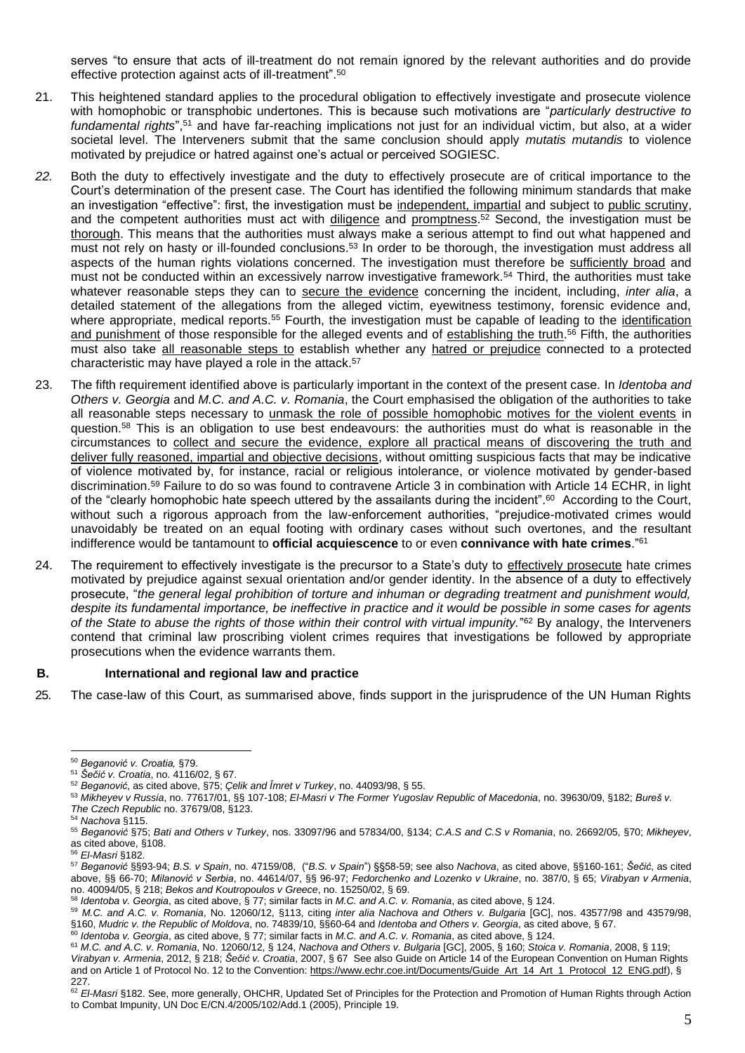serves "to ensure that acts of ill-treatment do not remain ignored by the relevant authorities and do provide effective protection against acts of ill-treatment".[50]

21. This heightened standard applies to the procedural obligation to effectively investigate and prosecute violence with homophobic or transphobic undertones. This is because such motivations are "*particularly destructive to fundamental rights*",[51] and have far-reaching implications not just for an individual victim, but also, at a wider societal level. The Interveners submit that the same conclusion should apply *mutatis mutandis* to violence motivated by prejudice or hatred against one's actual or perceived SOGIESC.

*22.* Both the duty to effectively investigate and the duty to effectively prosecute are of critical importance to the Court's determination of the present case. The Court has identified the following minimum standards that make an investigation "effective": first, the investigation must be independent, impartial and subject to public scrutiny, and the competent authorities must act with diligence and promptness.[52] Second, the investigation must be thorough. This means that the authorities must always make a serious attempt to find out what happened and must not rely on hasty or ill-founded conclusions.[53] In order to be thorough, the investigation must address all aspects of the human rights violations concerned. The investigation must therefore be sufficiently broad and must not be conducted within an excessively narrow investigative framework.[54] Third, the authorities must take whatever reasonable steps they can to secure the evidence concerning the incident, including, *inter alia*, a detailed statement of the allegations from the alleged victim, eyewitness testimony, forensic evidence and, where appropriate, medical reports.[55] Fourth, the investigation must be capable of leading to the identification and punishment of those responsible for the alleged events and of establishing the truth.[56] Fifth, the authorities must also take all reasonable steps to establish whether any hatred or prejudice connected to a protected characteristic may have played a role in the attack.[57]

23. The fifth requirement identified above is particularly important in the context of the present case. In *Identoba and Others v. Georgia* and *M.C. and A.C. v. Romania*, the Court emphasised the obligation of the authorities to take all reasonable steps necessary to unmask the role of possible homophobic motives for the violent events in question.[58] This is an obligation to use best endeavours: the authorities must do what is reasonable in the circumstances to collect and secure the evidence, explore all practical means of discovering the truth and deliver fully reasoned, impartial and objective decisions, without omitting suspicious facts that may be indicative of violence motivated by, for instance, racial or religious intolerance, or violence motivated by gender-based discrimination.[59] Failure to do so was found to contravene Article 3 in combination with Article 14 ECHR, in light of the "clearly homophobic hate speech uttered by the assailants during the incident".[60] According to the Court, without such a rigorous approach from the law-enforcement authorities, "prejudice-motivated crimes would unavoidably be treated on an equal footing with ordinary cases without such overtones, and the resultant indifference would be tantamount to **official acquiescence** to or even **connivance with hate crimes**."[61]

24. The requirement to effectively investigate is the precursor to a State's duty to effectively prosecute hate crimes motivated by prejudice against sexual orientation and/or gender identity. In the absence of a duty to effectively prosecute, "*the general legal prohibition of torture and inhuman or degrading treatment and punishment would, despite its fundamental importance, be ineffective in practice and it would be possible in some cases for agents of the State to abuse the rights of those within their control with virtual impunity.*"[62] By analogy, the Interveners contend that criminal law proscribing violent crimes requires that investigations be followed by appropriate prosecutions when the evidence warrants them.

## B. International and regional law and practice

25. The case-law of this Court, as summarised above, finds support in the jurisprudence of the UN Human Rights

---

[50] *Beganović v. Croatia,* §79.

[51] *Šečić v. Croatia*, no. 4116/02, § 67.

[52] *Beganović*, as cited above, §75; *Çelik and İmret v Turkey*, no. 44093/98, § 55.

[53] *Mikheyev v Russia*, no. 77617/01, §§ 107-108; *El-Masri v The Former Yugoslav Republic of Macedonia*, no. 39630/09, §182; *Bureš v. The Czech Republic* no. 37679/08, §123.

[54] *Nachova* §115.

[55] *Beganović* §75; *Bati and Others v Turkey*, nos. 33097/96 and 57834/00, §134; *C.A.S and C.S v Romania*, no. 26692/05, §70; *Mikheyev*, as cited above, §108.

[56] *El-Masri* §182.

[57] *Beganović* §§93-94; *B.S. v Spain*, no. 47159/08, ("*B.S. v Spain*") §§58-59; see also *Nachova*, as cited above, §§160-161; *Šečić*, as cited above, §§ 66-70; *Milanović v Serbia*, no. 44614/07, §§ 96-97; *Fedorchenko and Lozenko v Ukraine*, no. 387/0, § 65; *Virabyan v Armenia*, no. 40094/05, § 218; *Bekos and Koutropoulos v Greece*, no. 15250/02, § 69.

[58] *Identoba v. Georgia*, as cited above, § 77; similar facts in *M.C. and A.C. v. Romania*, as cited above, § 124.

[59] *M.C. and A.C. v. Romania*, No. 12060/12, §113, citing *inter alia Nachova and Others v. Bulgaria* [GC], nos. 43577/98 and 43579/98, §160, *Mudric v. the Republic of Moldova*, no. 74839/10, §§60-64 and *Identoba and Others v. Georgia*, as cited above, § 67.

[60] *Identoba v. Georgia*, as cited above, § 77; similar facts in *M.C. and A.C. v. Romania*, as cited above, § 124.

[61] *M.C. and A.C. v. Romania*, No. 12060/12, § 124, *Nachova and Others v. Bulgaria* [GC], 2005, § 160; *Stoica v. Romania*, 2008, § 119; *Virabyan v. Armenia*, 2012, § 218; *Šečić v. Croatia*, 2007, § 67 See also Guide on Article 14 of the European Convention on Human Rights and on Article 1 of Protocol No. 12 to the Convention: https://www.echr.coe.int/Documents/Guide_Art_14_Art_1_Protocol_12_ENG.pdf), § 227.

[62] *El-Masri* §182. See, more generally, OHCHR, Updated Set of Principles for the Protection and Promotion of Human Rights through Action to Combat Impunity, UN Doc E/CN.4/2005/102/Add.1 (2005), Principle 19.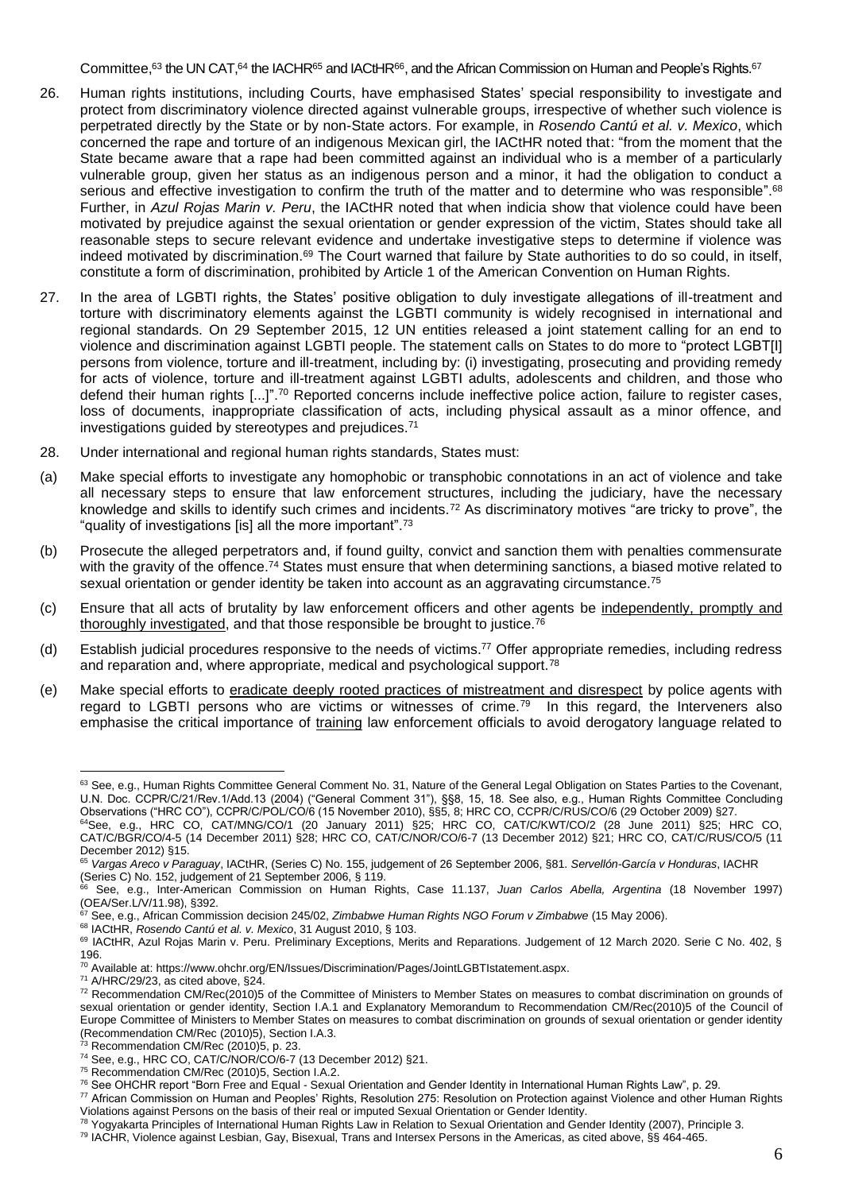Committee,[63] the UN CAT,[64] the IACHR[65] and IACtHR[66], and the African Commission on Human and People's Rights.[67]

26. Human rights institutions, including Courts, have emphasised States' special responsibility to investigate and protect from discriminatory violence directed against vulnerable groups, irrespective of whether such violence is perpetrated directly by the State or by non-State actors. For example, in *Rosendo Cantú et al. v. Mexico*, which concerned the rape and torture of an indigenous Mexican girl, the IACtHR noted that: "from the moment that the State became aware that a rape had been committed against an individual who is a member of a particularly vulnerable group, given her status as an indigenous person and a minor, it had the obligation to conduct a serious and effective investigation to confirm the truth of the matter and to determine who was responsible".[68] Further, in *Azul Rojas Marin v. Peru*, the IACtHR noted that when indicia show that violence could have been motivated by prejudice against the sexual orientation or gender expression of the victim, States should take all reasonable steps to secure relevant evidence and undertake investigative steps to determine if violence was indeed motivated by discrimination.[69] The Court warned that failure by State authorities to do so could, in itself, constitute a form of discrimination, prohibited by Article 1 of the American Convention on Human Rights.

27. In the area of LGBTI rights, the States' positive obligation to duly investigate allegations of ill-treatment and torture with discriminatory elements against the LGBTI community is widely recognised in international and regional standards. On 29 September 2015, 12 UN entities released a joint statement calling for an end to violence and discrimination against LGBTI people. The statement calls on States to do more to "protect LGBT[I] persons from violence, torture and ill-treatment, including by: (i) investigating, prosecuting and providing remedy for acts of violence, torture and ill-treatment against LGBTI adults, adolescents and children, and those who defend their human rights [...]".[70] Reported concerns include ineffective police action, failure to register cases, loss of documents, inappropriate classification of acts, including physical assault as a minor offence, and investigations guided by stereotypes and prejudices.[71]

28. Under international and regional human rights standards, States must:

(a) Make special efforts to investigate any homophobic or transphobic connotations in an act of violence and take all necessary steps to ensure that law enforcement structures, including the judiciary, have the necessary knowledge and skills to identify such crimes and incidents.[72] As discriminatory motives "are tricky to prove", the "quality of investigations [is] all the more important".[73]

(b) Prosecute the alleged perpetrators and, if found guilty, convict and sanction them with penalties commensurate with the gravity of the offence.[74] States must ensure that when determining sanctions, a biased motive related to sexual orientation or gender identity be taken into account as an aggravating circumstance.[75]

(c) Ensure that all acts of brutality by law enforcement officers and other agents be <u>independently, promptly and thoroughly investigated</u>, and that those responsible be brought to justice.[76]

(d) Establish judicial procedures responsive to the needs of victims.[77] Offer appropriate remedies, including redress and reparation and, where appropriate, medical and psychological support.[78]

(e) Make special efforts to <u>eradicate deeply rooted practices of mistreatment and disrespect</u> by police agents with regard to LGBTI persons who are victims or witnesses of crime.[79] In this regard, the Interveners also emphasise the critical importance of <u>training</u> law enforcement officials to avoid derogatory language related to

---

[63] See, e.g., Human Rights Committee General Comment No. 31, Nature of the General Legal Obligation on States Parties to the Covenant, U.N. Doc. CCPR/C/21/Rev.1/Add.13 (2004) ("General Comment 31"), §§8, 15, 18. See also, e.g., Human Rights Committee Concluding Observations ("HRC CO"), CCPR/C/POL/CO/6 (15 November 2010), §§5, 8; HRC CO, CCPR/C/RUS/CO/6 (29 October 2009) §27.

[64] See, e.g., HRC CO, CAT/MNG/CO/1 (20 January 2011) §25; HRC CO, CAT/C/KWT/CO/2 (28 June 2011) §25; HRC CO, CAT/C/BGR/CO/4-5 (14 December 2011) §28; HRC CO, CAT/C/NOR/CO/6-7 (13 December 2012) §21; HRC CO, CAT/C/RUS/CO/5 (11 December 2012) §15.

[65] *Vargas Areco v Paraguay*, IACtHR, (Series C) No. 155, judgement of 26 September 2006, §81. *Servellón-García v Honduras*, IACHR (Series C) No. 152, judgement of 21 September 2006, § 119.

[66] See, e.g., Inter-American Commission on Human Rights, Case 11.137, *Juan Carlos Abella, Argentina* (18 November 1997) (OEA/Ser.L/V/11.98), §392.

[67] See, e.g., African Commission decision 245/02, *Zimbabwe Human Rights NGO Forum v Zimbabwe* (15 May 2006).

[68] IACtHR, *Rosendo Cantú et al. v. Mexico*, 31 August 2010, § 103.

[69] IACtHR, Azul Rojas Marin v. Peru. Preliminary Exceptions, Merits and Reparations. Judgement of 12 March 2020. Serie C No. 402, § 196.

[70] Available at: https://www.ohchr.org/EN/Issues/Discrimination/Pages/JointLGBTIstatement.aspx.

[71] A/HRC/29/23, as cited above, §24.

[72] Recommendation CM/Rec(2010)5 of the Committee of Ministers to Member States on measures to combat discrimination on grounds of sexual orientation or gender identity, Section I.A.1 and Explanatory Memorandum to Recommendation CM/Rec(2010)5 of the Council of Europe Committee of Ministers to Member States on measures to combat discrimination on grounds of sexual orientation or gender identity (Recommendation CM/Rec (2010)5), Section I.A.3.

[73] Recommendation CM/Rec (2010)5, p. 23.

[74] See, e.g., HRC CO, CAT/C/NOR/CO/6-7 (13 December 2012) §21.

[75] Recommendation CM/Rec (2010)5, Section I.A.2.

[76] See OHCHR report "Born Free and Equal - Sexual Orientation and Gender Identity in International Human Rights Law", p. 29.

[77] African Commission on Human and Peoples' Rights, Resolution 275: Resolution on Protection against Violence and other Human Rights Violations against Persons on the basis of their real or imputed Sexual Orientation or Gender Identity.

[78] Yogyakarta Principles of International Human Rights Law in Relation to Sexual Orientation and Gender Identity (2007), Principle 3.

[79] IACHR, Violence against Lesbian, Gay, Bisexual, Trans and Intersex Persons in the Americas, as cited above, §§ 464-465.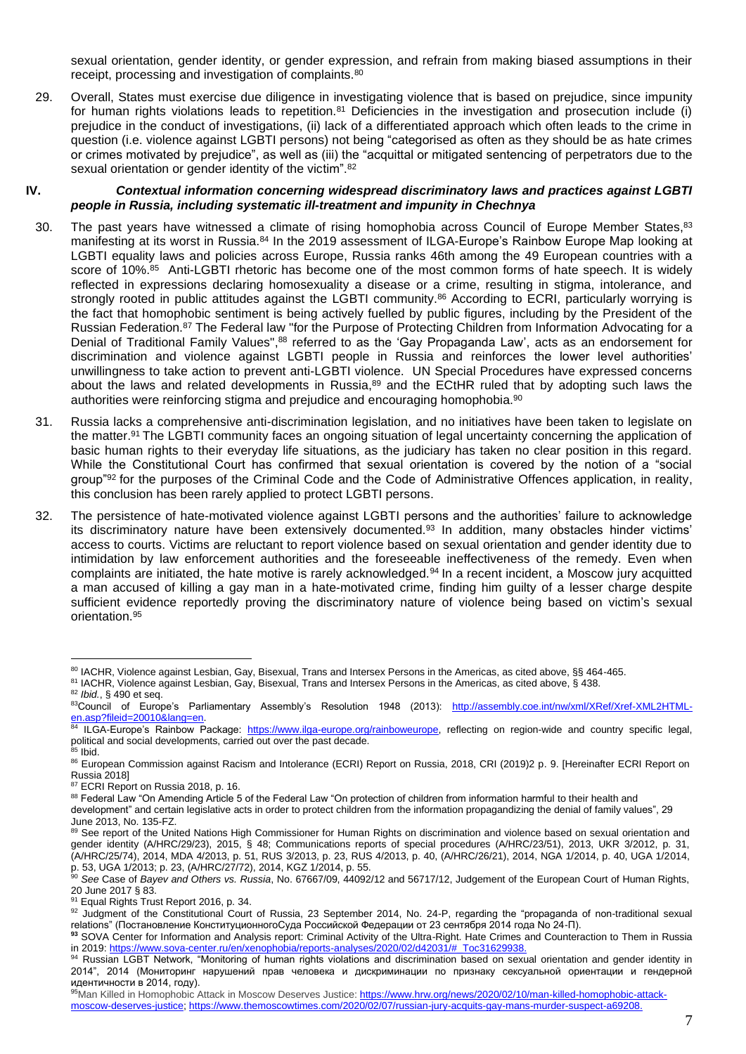sexual orientation, gender identity, or gender expression, and refrain from making biased assumptions in their receipt, processing and investigation of complaints.[80]

29. Overall, States must exercise due diligence in investigating violence that is based on prejudice, since impunity for human rights violations leads to repetition.[81] Deficiencies in the investigation and prosecution include (i) prejudice in the conduct of investigations, (ii) lack of a differentiated approach which often leads to the crime in question (i.e. violence against LGBTI persons) not being "categorised as often as they should be as hate crimes or crimes motivated by prejudice", as well as (iii) the "acquittal or mitigated sentencing of perpetrators due to the sexual orientation or gender identity of the victim".[82]

## IV. *Contextual information concerning widespread discriminatory laws and practices against LGBTI people in Russia, including systematic ill-treatment and impunity in Chechnya*

30. The past years have witnessed a climate of rising homophobia across Council of Europe Member States,[83] manifesting at its worst in Russia.[84] In the 2019 assessment of ILGA-Europe's Rainbow Europe Map looking at LGBTI equality laws and policies across Europe, Russia ranks 46th among the 49 European countries with a score of 10%.[85] Anti-LGBTI rhetoric has become one of the most common forms of hate speech. It is widely reflected in expressions declaring homosexuality a disease or a crime, resulting in stigma, intolerance, and strongly rooted in public attitudes against the LGBTI community.[86] According to ECRI, particularly worrying is the fact that homophobic sentiment is being actively fuelled by public figures, including by the President of the Russian Federation.[87] The Federal law "for the Purpose of Protecting Children from Information Advocating for a Denial of Traditional Family Values",[88] referred to as the 'Gay Propaganda Law', acts as an endorsement for discrimination and violence against LGBTI people in Russia and reinforces the lower level authorities' unwillingness to take action to prevent anti-LGBTI violence. UN Special Procedures have expressed concerns about the laws and related developments in Russia,[89] and the ECtHR ruled that by adopting such laws the authorities were reinforcing stigma and prejudice and encouraging homophobia.[90]

31. Russia lacks a comprehensive anti-discrimination legislation, and no initiatives have been taken to legislate on the matter.[91] The LGBTI community faces an ongoing situation of legal uncertainty concerning the application of basic human rights to their everyday life situations, as the judiciary has taken no clear position in this regard. While the Constitutional Court has confirmed that sexual orientation is covered by the notion of a "social group"[92] for the purposes of the Criminal Code and the Code of Administrative Offences application, in reality, this conclusion has been rarely applied to protect LGBTI persons.

32. The persistence of hate-motivated violence against LGBTI persons and the authorities' failure to acknowledge its discriminatory nature have been extensively documented.[93] In addition, many obstacles hinder victims' access to courts. Victims are reluctant to report violence based on sexual orientation and gender identity due to intimidation by law enforcement authorities and the foreseeable ineffectiveness of the remedy. Even when complaints are initiated, the hate motive is rarely acknowledged.[94] In a recent incident, a Moscow jury acquitted a man accused of killing a gay man in a hate-motivated crime, finding him guilty of a lesser charge despite sufficient evidence reportedly proving the discriminatory nature of violence being based on victim's sexual orientation.[95]

---

[80] IACHR, Violence against Lesbian, Gay, Bisexual, Trans and Intersex Persons in the Americas, as cited above, §§ 464-465.

[81] IACHR, Violence against Lesbian, Gay, Bisexual, Trans and Intersex Persons in the Americas, as cited above, § 438.

[82] *Ibid.*, § 490 et seq.

[83] Council of Europe's Parliamentary Assembly's Resolution 1948 (2013): http://assembly.coe.int/nw/xml/XRef/Xref-XML2HTML-en.asp?fileid=20010&lang=en.

[84] ILGA-Europe's Rainbow Package: https://www.ilga-europe.org/rainboweurope, reflecting on region-wide and country specific legal, political and social developments, carried out over the past decade.

[85] Ibid.

[86] European Commission against Racism and Intolerance (ECRI) Report on Russia, 2018, CRI (2019)2 p. 9. [Hereinafter ECRI Report on Russia 2018]

[87] ECRI Report on Russia 2018, p. 16.

[88] Federal Law "On Amending Article 5 of the Federal Law "On protection of children from information harmful to their health and development" and certain legislative acts in order to protect children from the information propagandizing the denial of family values", 29 June 2013, No. 135-FZ.

[89] See report of the United Nations High Commissioner for Human Rights on discrimination and violence based on sexual orientation and gender identity (A/HRC/29/23), 2015, § 48; Communications reports of special procedures (A/HRC/23/51), 2013, UKR 3/2012, p. 31, (A/HRC/25/74), 2014, MDA 4/2013, p. 51, RUS 3/2013, p. 23, RUS 4/2013, p. 40, (A/HRC/26/21), 2014, NGA 1/2014, p. 40, UGA 1/2014, p. 53, UGA 1/2013; p. 23, (A/HRC/27/72), 2014, KGZ 1/2014, p. 55.

[90] *See* Case of *Bayev and Others vs. Russia*, No. 67667/09, 44092/12 and 56717/12, Judgement of the European Court of Human Rights, 20 June 2017 § 83.

[91] Equal Rights Trust Report 2016, p. 34.

[92] Judgment of the Constitutional Court of Russia, 23 September 2014, No. 24-P, regarding the "propaganda of non-traditional sexual relations" (Постановление КонституционногоСуда Российской Федерации от 23 сентября 2014 года No 24-П).

[93] SOVA Center for Information and Analysis report: Criminal Activity of the Ultra-Right. Hate Crimes and Counteraction to Them in Russia in 2019: https://www.sova-center.ru/en/xenophobia/reports-analyses/2020/02/d42031/#_Toc31629938.

[94] Russian LGBT Network, "Monitoring of human rights violations and discrimination based on sexual orientation and gender identity in 2014", 2014 (Мониторинг нарушений прав человека и дискриминации по признаку сексуальной ориентации и гендерной идентичности в 2014, году).

[95] Man Killed in Homophobic Attack in Moscow Deserves Justice: https://www.hrw.org/news/2020/02/10/man-killed-homophobic-attack-moscow-deserves-justice; https://www.themoscowtimes.com/2020/02/07/russian-jury-acquits-gay-mans-murder-suspect-a69208.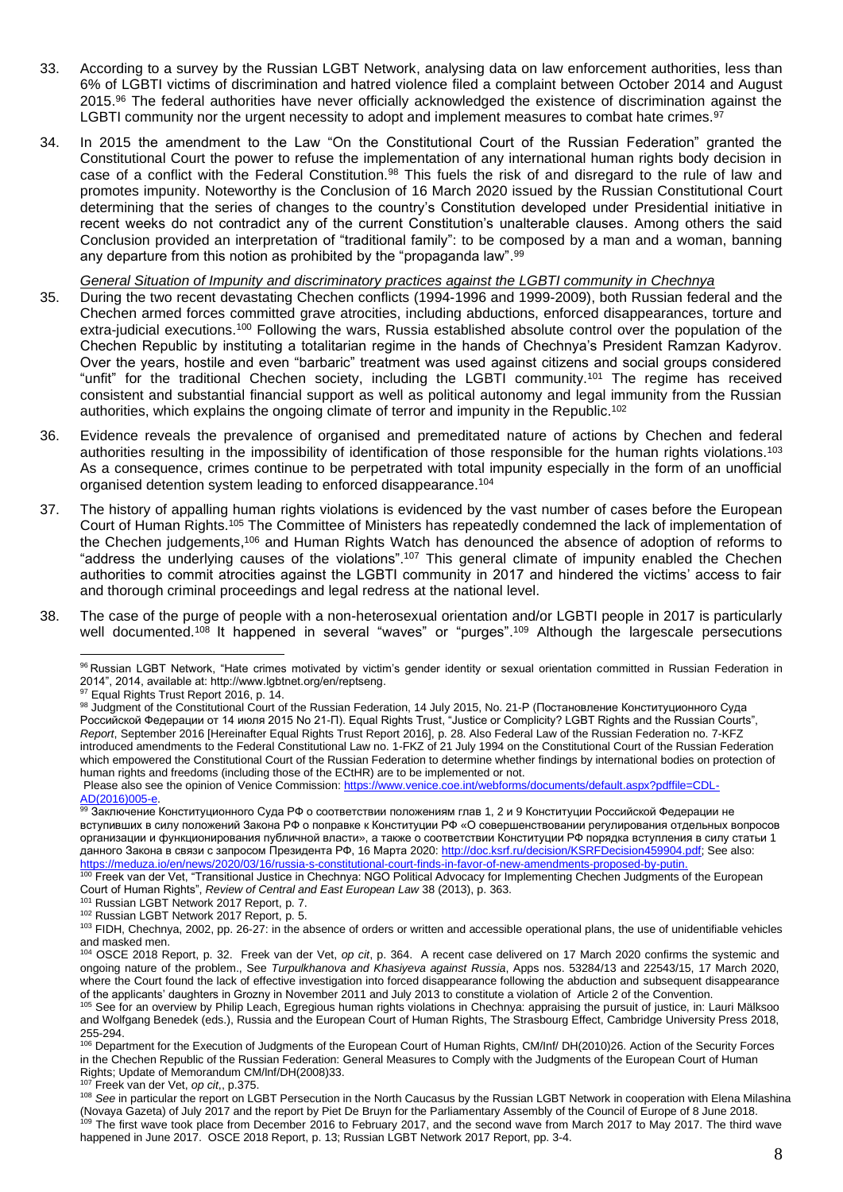33. According to a survey by the Russian LGBT Network, analysing data on law enforcement authorities, less than 6% of LGBTI victims of discrimination and hatred violence filed a complaint between October 2014 and August 2015.[96] The federal authorities have never officially acknowledged the existence of discrimination against the LGBTI community nor the urgent necessity to adopt and implement measures to combat hate crimes.[97]

34. In 2015 the amendment to the Law "On the Constitutional Court of the Russian Federation" granted the Constitutional Court the power to refuse the implementation of any international human rights body decision in case of a conflict with the Federal Constitution.[98] This fuels the risk of and disregard to the rule of law and promotes impunity. Noteworthy is the Conclusion of 16 March 2020 issued by the Russian Constitutional Court determining that the series of changes to the country's Constitution developed under Presidential initiative in recent weeks do not contradict any of the current Constitution's unalterable clauses. Among others the said Conclusion provided an interpretation of "traditional family": to be composed by a man and a woman, banning any departure from this notion as prohibited by the "propaganda law".[99]

*General Situation of Impunity and discriminatory practices against the LGBTI community in Chechnya*

35. During the two recent devastating Chechen conflicts (1994-1996 and 1999-2009), both Russian federal and the Chechen armed forces committed grave atrocities, including abductions, enforced disappearances, torture and extra-judicial executions.[100] Following the wars, Russia established absolute control over the population of the Chechen Republic by instituting a totalitarian regime in the hands of Chechnya's President Ramzan Kadyrov. Over the years, hostile and even "barbaric" treatment was used against citizens and social groups considered "unfit" for the traditional Chechen society, including the LGBTI community.[101] The regime has received consistent and substantial financial support as well as political autonomy and legal immunity from the Russian authorities, which explains the ongoing climate of terror and impunity in the Republic.[102]

36. Evidence reveals the prevalence of organised and premeditated nature of actions by Chechen and federal authorities resulting in the impossibility of identification of those responsible for the human rights violations.[103] As a consequence, crimes continue to be perpetrated with total impunity especially in the form of an unofficial organised detention system leading to enforced disappearance.[104]

37. The history of appalling human rights violations is evidenced by the vast number of cases before the European Court of Human Rights.[105] The Committee of Ministers has repeatedly condemned the lack of implementation of the Chechen judgements,[106] and Human Rights Watch has denounced the absence of adoption of reforms to "address the underlying causes of the violations".[107] This general climate of impunity enabled the Chechen authorities to commit atrocities against the LGBTI community in 2017 and hindered the victims' access to fair and thorough criminal proceedings and legal redress at the national level.

38. The case of the purge of people with a non-heterosexual orientation and/or LGBTI people in 2017 is particularly well documented.[108] It happened in several "waves" or "purges".[109] Although the largescale persecutions

---

[96] Russian LGBT Network, "Hate crimes motivated by victim's gender identity or sexual orientation committed in Russian Federation in 2014", 2014, available at: http://www.lgbtnet.org/en/reptseng.

[97] Equal Rights Trust Report 2016, p. 14.

[98] Judgment of the Constitutional Court of the Russian Federation, 14 July 2015, No. 21-P (Постановление Конституционного Суда Российской Федерации от 14 июля 2015 No 21-П). Equal Rights Trust, "Justice or Complicity? LGBT Rights and the Russian Courts", *Report*, September 2016 [Hereinafter Equal Rights Trust Report 2016], p. 28. Also Federal Law of the Russian Federation no. 7-KFZ introduced amendments to the Federal Constitutional Law no. 1-FKZ of 21 July 1994 on the Constitutional Court of the Russian Federation which empowered the Constitutional Court of the Russian Federation to determine whether findings by international bodies on protection of human rights and freedoms (including those of the ECtHR) are to be implemented or not.
Please also see the opinion of Venice Commission: https://www.venice.coe.int/webforms/documents/default.aspx?pdffile=CDL-AD(2016)005-e.

[99] Заключение Конституционного Суда РФ о соответствии положениям глав 1, 2 и 9 Конституции Российской Федерации не вступивших в силу положений Закона РФ о поправке к Конституции РФ «О совершенствовании регулирования отдельных вопросов организации и функционирования публичной власти», а также о соответствии Конституции РФ порядка вступления в силу статьи 1 данного Закона в связи с запросом Президента РФ, 16 Марта 2020: http://doc.ksrf.ru/decision/KSRFDecision459904.pdf; See also: https://meduza.io/en/news/2020/03/16/russia-s-constitutional-court-finds-in-favor-of-new-amendments-proposed-by-putin.

[100] Freek van der Vet, "Transitional Justice in Chechnya: NGO Political Advocacy for Implementing Chechen Judgments of the European Court of Human Rights", *Review of Central and East European Law* 38 (2013), p. 363.

[101] Russian LGBT Network 2017 Report, p. 7.

[102] Russian LGBT Network 2017 Report, p. 5.

[103] FIDH, Chechnya, 2002, pp. 26-27: in the absence of orders or written and accessible operational plans, the use of unidentifiable vehicles and masked men.

[104] OSCE 2018 Report, p. 32. Freek van der Vet, *op cit*, p. 364. A recent case delivered on 17 March 2020 confirms the systemic and ongoing nature of the problem., See *Turpulkhanova and Khasiyeva against Russia*, Apps nos. 53284/13 and 22543/15, 17 March 2020, where the Court found the lack of effective investigation into forced disappearance following the abduction and subsequent disappearance of the applicants' daughters in Grozny in November 2011 and July 2013 to constitute a violation of Article 2 of the Convention.

[105] See for an overview by Philip Leach, Egregious human rights violations in Chechnya: appraising the pursuit of justice, in: Lauri Mälksoo and Wolfgang Benedek (eds.), Russia and the European Court of Human Rights, The Strasbourg Effect, Cambridge University Press 2018, 255-294.

[106] Department for the Execution of Judgments of the European Court of Human Rights, CM/Inf/ DH(2010)26. Action of the Security Forces in the Chechen Republic of the Russian Federation: General Measures to Comply with the Judgments of the European Court of Human Rights; Update of Memorandum CM/Inf/DH(2008)33.

[107] Freek van der Vet, *op cit*,, p.375.

[108] *See* in particular the report on LGBT Persecution in the North Caucasus by the Russian LGBT Network in cooperation with Elena Milashina (Novaya Gazeta) of July 2017 and the report by Piet De Bruyn for the Parliamentary Assembly of the Council of Europe of 8 June 2018.

[109] The first wave took place from December 2016 to February 2017, and the second wave from March 2017 to May 2017. The third wave happened in June 2017. OSCE 2018 Report, p. 13; Russian LGBT Network 2017 Report, pp. 3-4.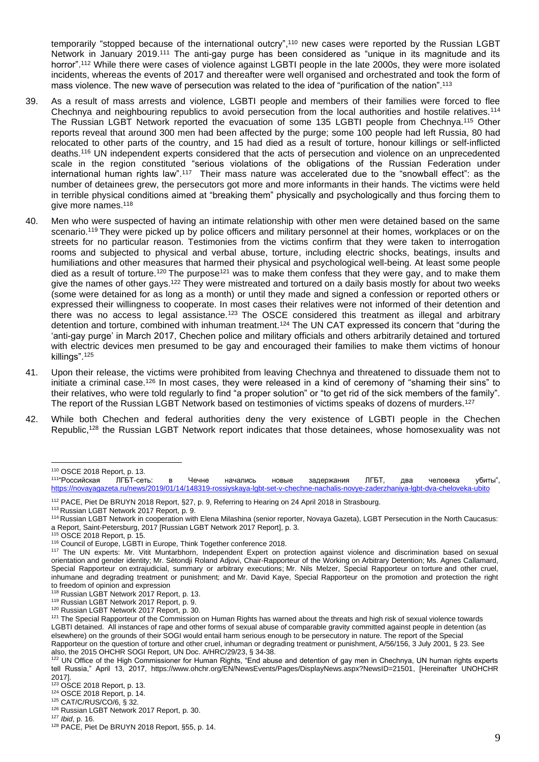temporarily "stopped because of the international outcry",[110] new cases were reported by the Russian LGBT Network in January 2019.[111] The anti-gay purge has been considered as "unique in its magnitude and its horror".[112] While there were cases of violence against LGBTI people in the late 2000s, they were more isolated incidents, whereas the events of 2017 and thereafter were well organised and orchestrated and took the form of mass violence. The new wave of persecution was related to the idea of "purification of the nation".[113]

39. As a result of mass arrests and violence, LGBTI people and members of their families were forced to flee Chechnya and neighbouring republics to avoid persecution from the local authorities and hostile relatives.[114] The Russian LGBT Network reported the evacuation of some 135 LGBTI people from Chechnya.[115] Other reports reveal that around 300 men had been affected by the purge; some 100 people had left Russia, 80 had relocated to other parts of the country, and 15 had died as a result of torture, honour killings or self-inflicted deaths.[116] UN independent experts considered that the acts of persecution and violence on an unprecedented scale in the region constituted "serious violations of the obligations of the Russian Federation under international human rights law".[117] Their mass nature was accelerated due to the "snowball effect": as the number of detainees grew, the persecutors got more and more informants in their hands. The victims were held in terrible physical conditions aimed at "breaking them" physically and psychologically and thus forcing them to give more names.[118]

40. Men who were suspected of having an intimate relationship with other men were detained based on the same scenario.[119] They were picked up by police officers and military personnel at their homes, workplaces or on the streets for no particular reason. Testimonies from the victims confirm that they were taken to interrogation rooms and subjected to physical and verbal abuse, torture, including electric shocks, beatings, insults and humiliations and other measures that harmed their physical and psychological well-being. At least some people died as a result of torture.[120] The purpose[121] was to make them confess that they were gay, and to make them give the names of other gays.[122] They were mistreated and tortured on a daily basis mostly for about two weeks (some were detained for as long as a month) or until they made and signed a confession or reported others or expressed their willingness to cooperate. In most cases their relatives were not informed of their detention and there was no access to legal assistance.[123] The OSCE considered this treatment as illegal and arbitrary detention and torture, combined with inhuman treatment.[124] The UN CAT expressed its concern that "during the 'anti-gay purge' in March 2017, Chechen police and military officials and others arbitrarily detained and tortured with electric devices men presumed to be gay and encouraged their families to make them victims of honour killings".[125]

41. Upon their release, the victims were prohibited from leaving Chechnya and threatened to dissuade them not to initiate a criminal case.[126] In most cases, they were released in a kind of ceremony of "shaming their sins" to their relatives, who were told regularly to find "a proper solution" or "to get rid of the sick members of the family". The report of the Russian LGBT Network based on testimonies of victims speaks of dozens of murders.[127]

42. While both Chechen and federal authorities deny the very existence of LGBTI people in the Chechen Republic,[128] the Russian LGBT Network report indicates that those detainees, whose homosexuality was not

---

[110] OSCE 2018 Report, p. 13.

[111] "Российская ЛГБТ-сеть: в Чечне начались новые задержания ЛГБТ, два человека убиты", https://novayagazeta.ru/news/2019/01/14/148319-rossiyskaya-lgbt-set-v-chechne-nachalis-novye-zaderzhaniya-lgbt-dva-cheloveka-ubito

[112] PACE, Piet De BRUYN 2018 Report, §27, p. 9, Referring to Hearing on 24 April 2018 in Strasbourg.

[113] Russian LGBT Network 2017 Report, p. 9.

[114] Russian LGBT Network in cooperation with Elena Milashina (senior reporter, Novaya Gazeta), LGBT Persecution in the North Caucasus: a Report, Saint-Petersburg, 2017 [Russian LGBT Network 2017 Report], p. 3.

[115] OSCE 2018 Report, p. 15.

[116] Council of Europe, LGBTI in Europe, Think Together conference 2018.

[117] The UN experts: Mr. Vitit Muntarbhorn, Independent Expert on protection against violence and discrimination based on sexual orientation and gender identity; Mr. Sètondji Roland Adjovi, Chair-Rapporteur of the Working on Arbitrary Detention; Ms. Agnes Callamard, Special Rapporteur on extrajudicial, summary or arbitrary executions; Mr. Nils Melzer, Special Rapporteur on torture and other cruel, inhumane and degrading treatment or punishment; and Mr. David Kaye, Special Rapporteur on the promotion and protection the right to freedom of opinion and expression

[118] Russian LGBT Network 2017 Report, p. 13.

[119] Russian LGBT Network 2017 Report, p. 9.

[120] Russian LGBT Network 2017 Report, p. 30.

[121] The Special Rapporteur of the Commission on Human Rights has warned about the threats and high risk of sexual violence towards LGBTI detained. All instances of rape and other forms of sexual abuse of comparable gravity committed against people in detention (as elsewhere) on the grounds of their SOGI would entail harm serious enough to be persecutory in nature. The report of the Special Rapporteur on the question of torture and other cruel, inhuman or degrading treatment or punishment, A/56/156, 3 July 2001, § 23. See also, the 2015 OHCHR SOGI Report, UN Doc. A/HRC/29/23, § 34-38.

[122] UN Office of the High Commissioner for Human Rights, "End abuse and detention of gay men in Chechnya, UN human rights experts tell Russia," April 13, 2017, https://www.ohchr.org/EN/NewsEvents/Pages/DisplayNews.aspx?NewsID=21501, [Hereinafter UNOHCHR 2017].

[123] OSCE 2018 Report, p. 13.

[124] OSCE 2018 Report, p. 14.

[125] CAT/C/RUS/CO/6, § 32.

[126] Russian LGBT Network 2017 Report, p. 30.

[127] *Ibid*, p. 16.

[128] PACE, Piet De BRUYN 2018 Report, §55, p. 14.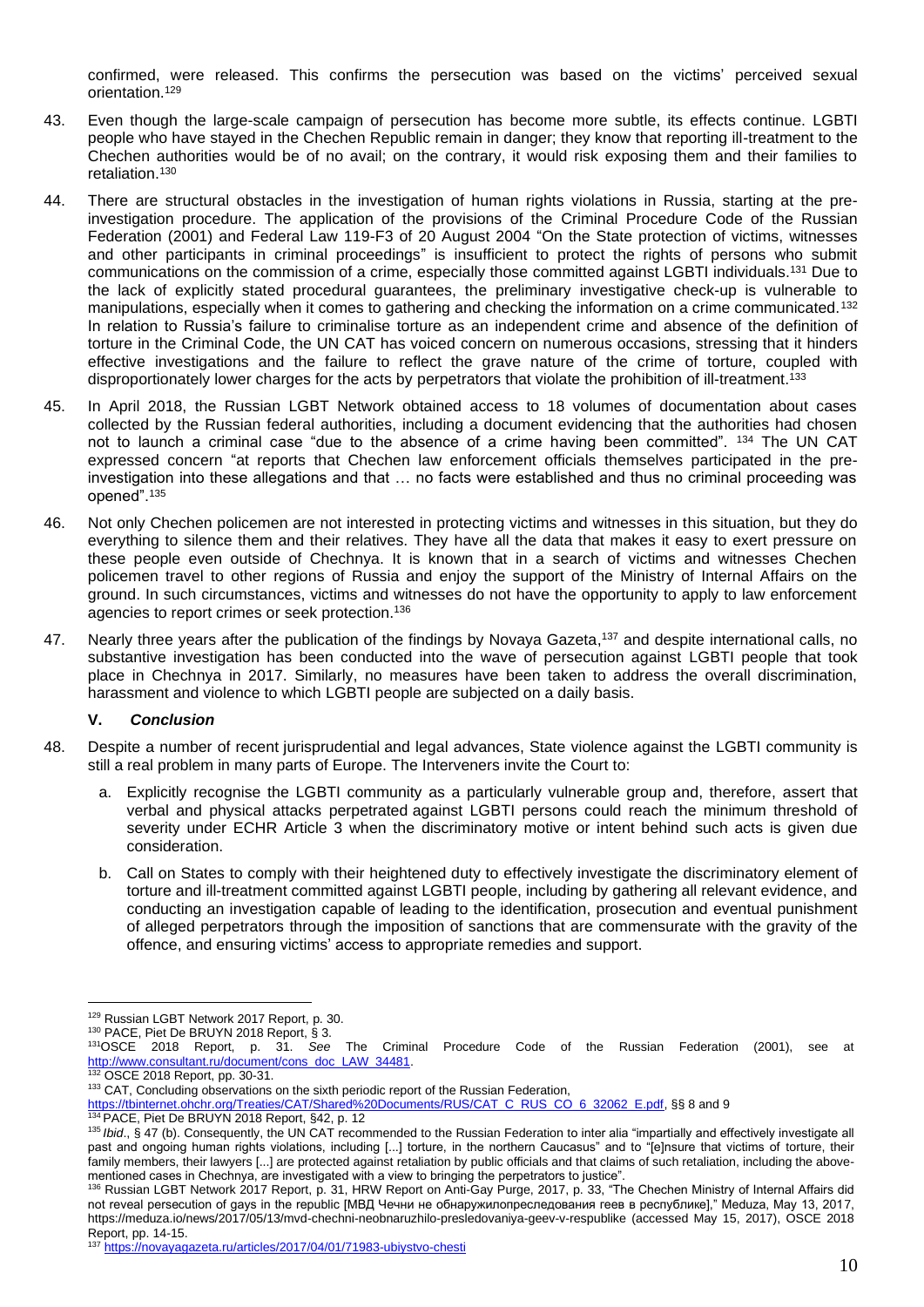confirmed, were released. This confirms the persecution was based on the victims' perceived sexual orientation.[129]

43. Even though the large-scale campaign of persecution has become more subtle, its effects continue. LGBTI people who have stayed in the Chechen Republic remain in danger; they know that reporting ill-treatment to the Chechen authorities would be of no avail; on the contrary, it would risk exposing them and their families to retaliation.[130]

44. There are structural obstacles in the investigation of human rights violations in Russia, starting at the pre-investigation procedure. The application of the provisions of the Criminal Procedure Code of the Russian Federation (2001) and Federal Law 119-F3 of 20 August 2004 "On the State protection of victims, witnesses and other participants in criminal proceedings" is insufficient to protect the rights of persons who submit communications on the commission of a crime, especially those committed against LGBTI individuals.[131] Due to the lack of explicitly stated procedural guarantees, the preliminary investigative check-up is vulnerable to manipulations, especially when it comes to gathering and checking the information on a crime communicated.[132] In relation to Russia's failure to criminalise torture as an independent crime and absence of the definition of torture in the Criminal Code, the UN CAT has voiced concern on numerous occasions, stressing that it hinders effective investigations and the failure to reflect the grave nature of the crime of torture, coupled with disproportionately lower charges for the acts by perpetrators that violate the prohibition of ill-treatment.[133]

45. In April 2018, the Russian LGBT Network obtained access to 18 volumes of documentation about cases collected by the Russian federal authorities, including a document evidencing that the authorities had chosen not to launch a criminal case "due to the absence of a crime having been committed". [134] The UN CAT expressed concern "at reports that Chechen law enforcement officials themselves participated in the pre-investigation into these allegations and that … no facts were established and thus no criminal proceeding was opened".[135]

46. Not only Chechen policemen are not interested in protecting victims and witnesses in this situation, but they do everything to silence them and their relatives. They have all the data that makes it easy to exert pressure on these people even outside of Chechnya. It is known that in a search of victims and witnesses Chechen policemen travel to other regions of Russia and enjoy the support of the Ministry of Internal Affairs on the ground. In such circumstances, victims and witnesses do not have the opportunity to apply to law enforcement agencies to report crimes or seek protection.[136]

47. Nearly three years after the publication of the findings by Novaya Gazeta,[137] and despite international calls, no substantive investigation has been conducted into the wave of persecution against LGBTI people that took place in Chechnya in 2017. Similarly, no measures have been taken to address the overall discrimination, harassment and violence to which LGBTI people are subjected on a daily basis.

## V. *Conclusion*

48. Despite a number of recent jurisprudential and legal advances, State violence against the LGBTI community is still a real problem in many parts of Europe. The Interveners invite the Court to:

   a. Explicitly recognise the LGBTI community as a particularly vulnerable group and, therefore, assert that verbal and physical attacks perpetrated against LGBTI persons could reach the minimum threshold of severity under ECHR Article 3 when the discriminatory motive or intent behind such acts is given due consideration.

   b. Call on States to comply with their heightened duty to effectively investigate the discriminatory element of torture and ill-treatment committed against LGBTI people, including by gathering all relevant evidence, and conducting an investigation capable of leading to the identification, prosecution and eventual punishment of alleged perpetrators through the imposition of sanctions that are commensurate with the gravity of the offence, and ensuring victims' access to appropriate remedies and support.

---

[129] Russian LGBT Network 2017 Report, p. 30.

[130] PACE, Piet De BRUYN 2018 Report, § 3.

[131] OSCE 2018 Report, p. 31. *See* The Criminal Procedure Code of the Russian Federation (2001), see at http://www.consultant.ru/document/cons_doc_LAW_34481.

[132] OSCE 2018 Report, pp. 30-31.

[133] CAT, Concluding observations on the sixth periodic report of the Russian Federation, https://tbinternet.ohchr.org/Treaties/CAT/Shared%20Documents/RUS/CAT_C_RUS_CO_6_32062_E.pdf, §§ 8 and 9

[134] PACE, Piet De BRUYN 2018 Report, §42, p. 12

[135] *Ibid*., § 47 (b). Consequently, the UN CAT recommended to the Russian Federation to inter alia "impartially and effectively investigate all past and ongoing human rights violations, including [...] torture, in the northern Caucasus" and to "[e]nsure that victims of torture, their family members, their lawyers [...] are protected against retaliation by public officials and that claims of such retaliation, including the above-mentioned cases in Chechnya, are investigated with a view to bringing the perpetrators to justice".

[136] Russian LGBT Network 2017 Report, p. 31, HRW Report on Anti-Gay Purge, 2017, p. 33, "The Chechen Ministry of Internal Affairs did not reveal persecution of gays in the republic [МВД Чечни не обнаружилопреследования геев в республике]," Meduza, May 13, 2017, https://meduza.io/news/2017/05/13/mvd-chechni-neobnaruzhilo-presledovaniya-geev-v-respublike (accessed May 15, 2017), OSCE 2018 Report, pp. 14-15.

[137] https://novayagazeta.ru/articles/2017/04/01/71983-ubiystvo-chesti